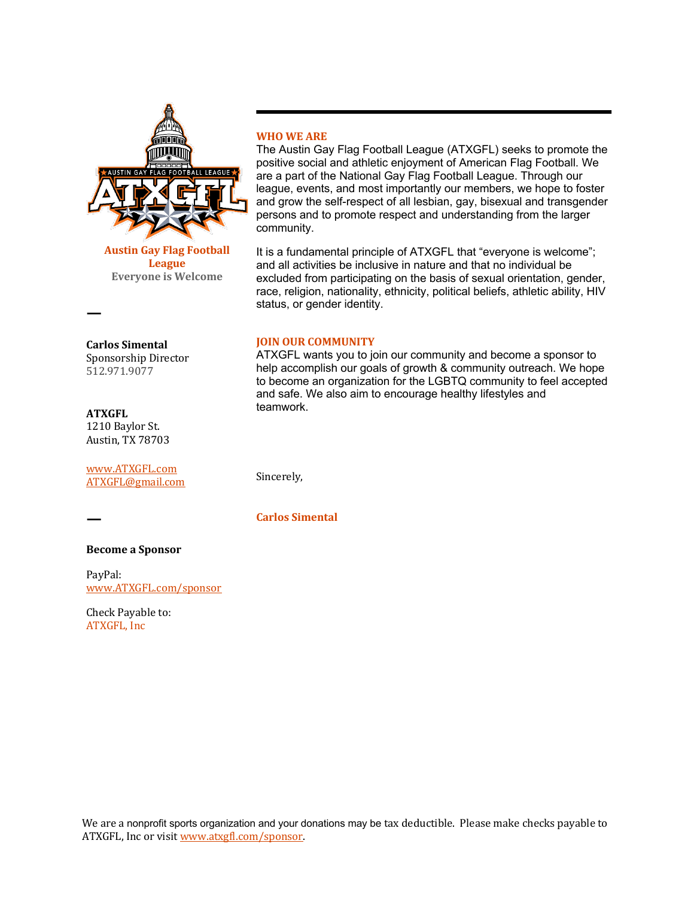Austin Gay Flag Football League
Everyone is Welcome

—

**Carlos Simental**
Sponsorship Director
512.971.9077

**ATXGFL**
1210 Baylor St.
Austin, TX 78703

www.ATXGFL.com
ATXGFL@gmail.com

—

**Become a Sponsor**

PayPal:
www.ATXGFL.com/sponsor

Check Payable to:
ATXGFL, Inc

## WHO WE ARE

The Austin Gay Flag Football League (ATXGFL) seeks to promote the positive social and athletic enjoyment of American Flag Football. We are a part of the National Gay Flag Football League. Through our league, events, and most importantly our members, we hope to foster and grow the self-respect of all lesbian, gay, bisexual and transgender persons and to promote respect and understanding from the larger community.

It is a fundamental principle of ATXGFL that "everyone is welcome"; and all activities be inclusive in nature and that no individual be excluded from participating on the basis of sexual orientation, gender, race, religion, nationality, ethnicity, political beliefs, athletic ability, HIV status, or gender identity.

## JOIN OUR COMMUNITY

ATXGFL wants you to join our community and become a sponsor to help accomplish our goals of growth & community outreach. We hope to become an organization for the LGBTQ community to feel accepted and safe. We also aim to encourage healthy lifestyles and teamwork.

Sincerely,

**Carlos Simental**

We are a nonprofit sports organization and your donations may be tax deductible. Please make checks payable to ATXGFL, Inc or visit www.atxgfl.com/sponsor.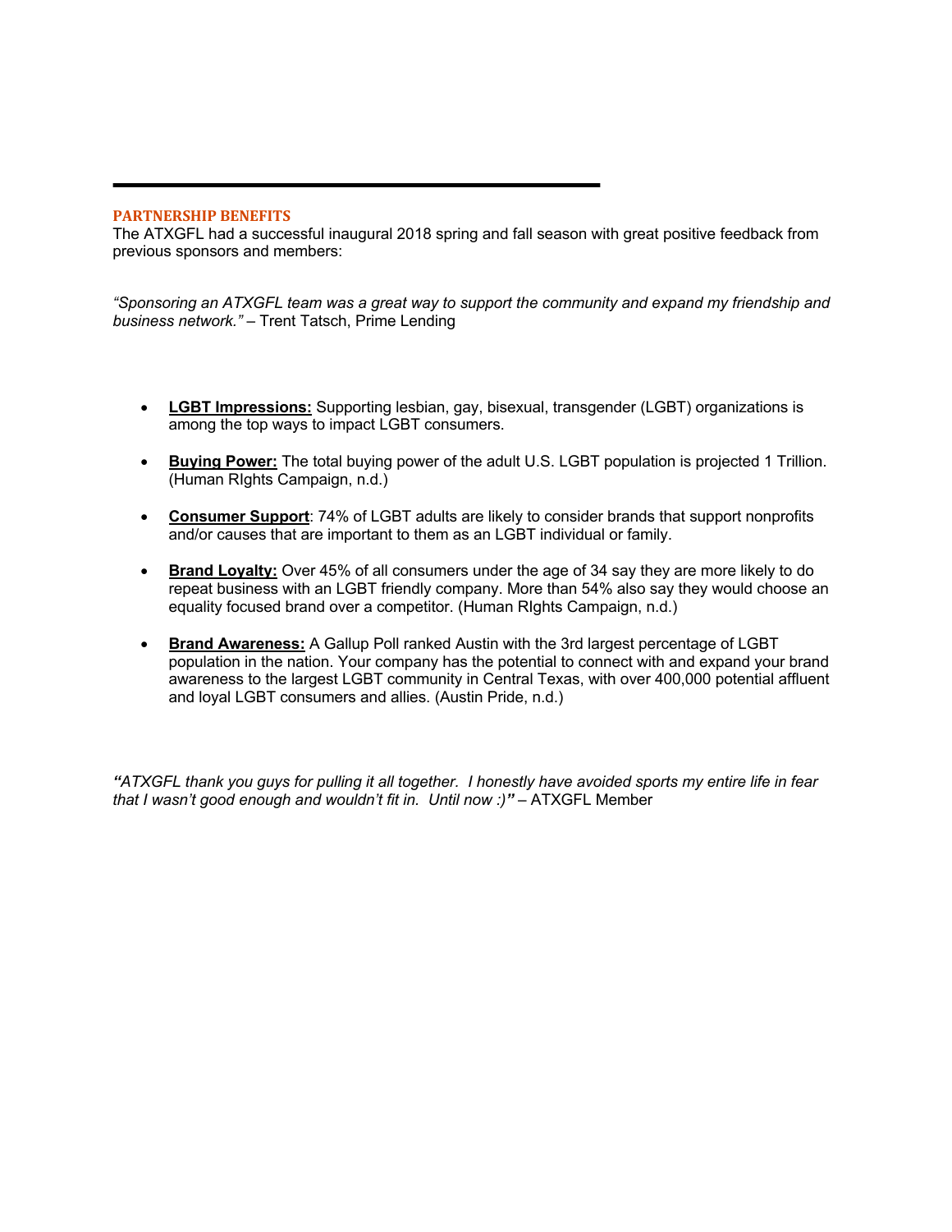## PARTNERSHIP BENEFITS

The ATXGFL had a successful inaugural 2018 spring and fall season with great positive feedback from previous sponsors and members:

*"Sponsoring an ATXGFL team was a great way to support the community and expand my friendship and business network."* – Trent Tatsch, Prime Lending

- **LGBT Impressions:** Supporting lesbian, gay, bisexual, transgender (LGBT) organizations is among the top ways to impact LGBT consumers.
- **Buying Power:** The total buying power of the adult U.S. LGBT population is projected 1 Trillion. (Human RIghts Campaign, n.d.)
- **Consumer Support**: 74% of LGBT adults are likely to consider brands that support nonprofits and/or causes that are important to them as an LGBT individual or family.
- **Brand Loyalty:** Over 45% of all consumers under the age of 34 say they are more likely to do repeat business with an LGBT friendly company. More than 54% also say they would choose an equality focused brand over a competitor. (Human RIghts Campaign, n.d.)
- **Brand Awareness:** A Gallup Poll ranked Austin with the 3rd largest percentage of LGBT population in the nation. Your company has the potential to connect with and expand your brand awareness to the largest LGBT community in Central Texas, with over 400,000 potential affluent and loyal LGBT consumers and allies. (Austin Pride, n.d.)

*"ATXGFL thank you guys for pulling it all together. I honestly have avoided sports my entire life in fear that I wasn't good enough and wouldn't fit in. Until now :)"* – ATXGFL Member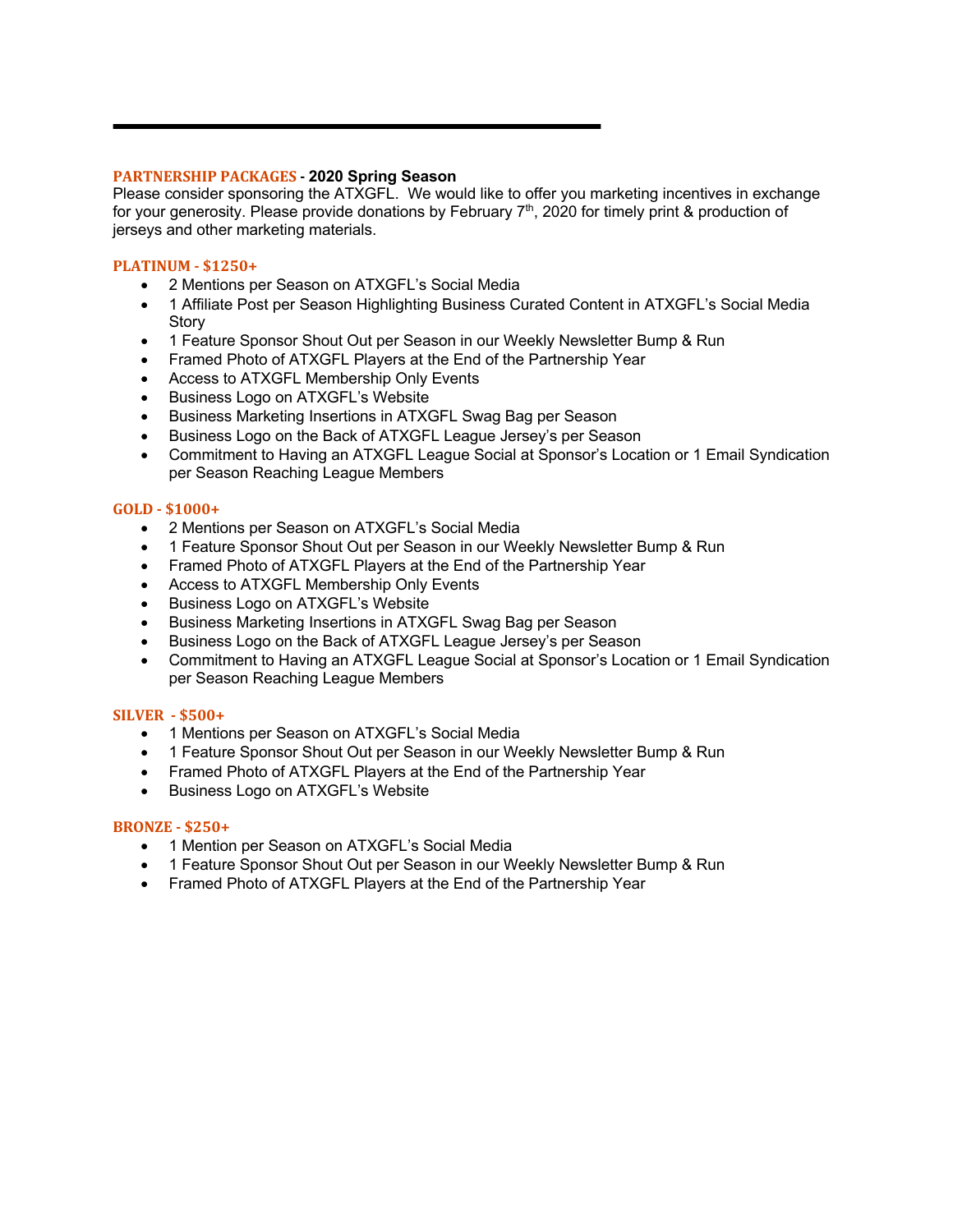**PARTNERSHIP PACKAGES - 2020 Spring Season**

Please consider sponsoring the ATXGFL. We would like to offer you marketing incentives in exchange for your generosity. Please provide donations by February 7th, 2020 for timely print & production of jerseys and other marketing materials.

### PLATINUM - $1250+

- 2 Mentions per Season on ATXGFL's Social Media
- 1 Affiliate Post per Season Highlighting Business Curated Content in ATXGFL's Social Media Story
- 1 Feature Sponsor Shout Out per Season in our Weekly Newsletter Bump & Run
- Framed Photo of ATXGFL Players at the End of the Partnership Year
- Access to ATXGFL Membership Only Events
- Business Logo on ATXGFL's Website
- Business Marketing Insertions in ATXGFL Swag Bag per Season
- Business Logo on the Back of ATXGFL League Jersey's per Season
- Commitment to Having an ATXGFL League Social at Sponsor's Location or 1 Email Syndication per Season Reaching League Members

### GOLD - $1000+

- 2 Mentions per Season on ATXGFL's Social Media
- 1 Feature Sponsor Shout Out per Season in our Weekly Newsletter Bump & Run
- Framed Photo of ATXGFL Players at the End of the Partnership Year
- Access to ATXGFL Membership Only Events
- Business Logo on ATXGFL's Website
- Business Marketing Insertions in ATXGFL Swag Bag per Season
- Business Logo on the Back of ATXGFL League Jersey's per Season
- Commitment to Having an ATXGFL League Social at Sponsor's Location or 1 Email Syndication per Season Reaching League Members

### SILVER - $500+

- 1 Mentions per Season on ATXGFL's Social Media
- 1 Feature Sponsor Shout Out per Season in our Weekly Newsletter Bump & Run
- Framed Photo of ATXGFL Players at the End of the Partnership Year
- Business Logo on ATXGFL's Website

### BRONZE - $250+

- 1 Mention per Season on ATXGFL's Social Media
- 1 Feature Sponsor Shout Out per Season in our Weekly Newsletter Bump & Run
- Framed Photo of ATXGFL Players at the End of the Partnership Year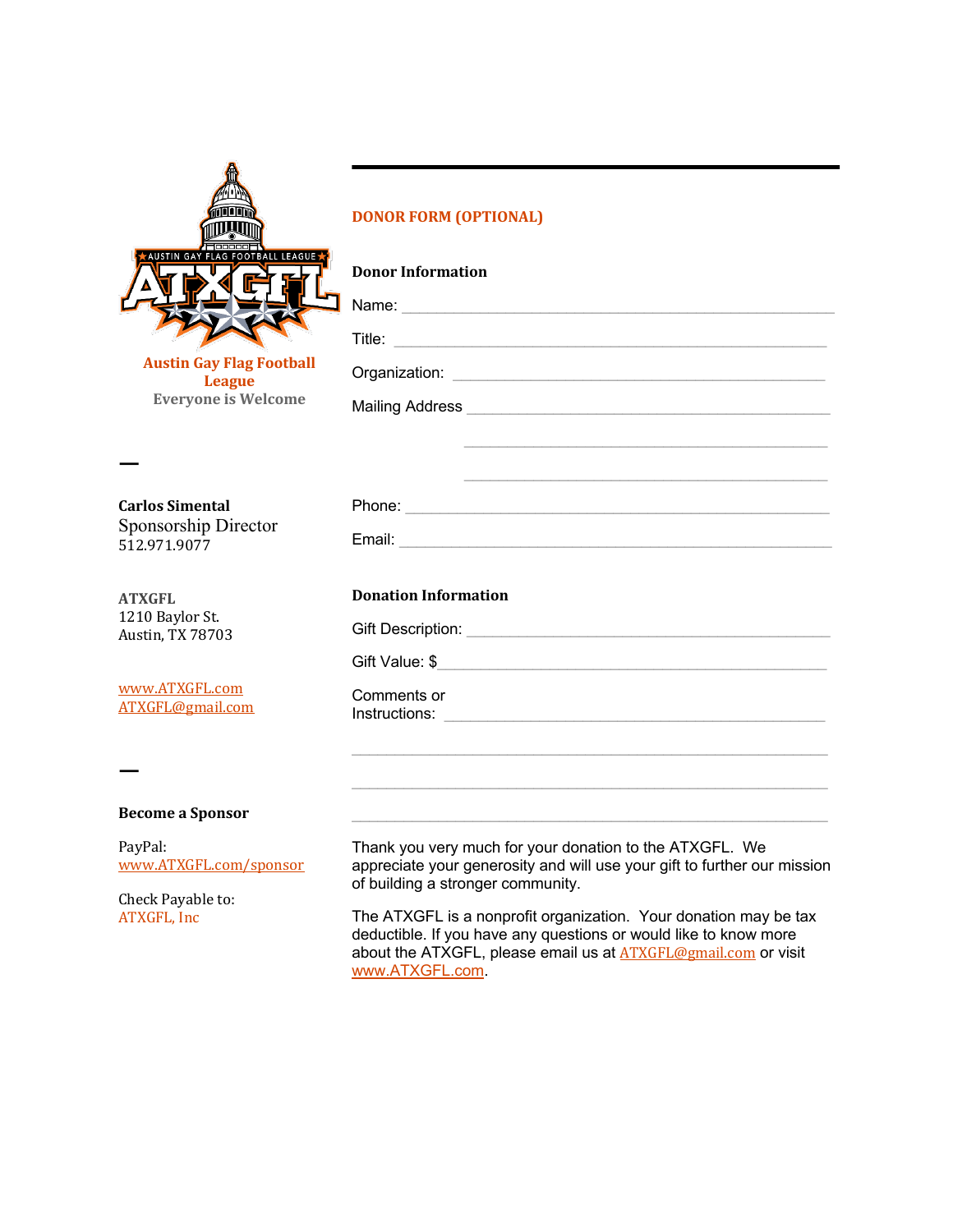Austin Gay Flag Football League
Everyone is Welcome

—

**Carlos Simental**
Sponsorship Director
512.971.9077

**ATXGFL**
1210 Baylor St.
Austin, TX 78703

www.ATXGFL.com
ATXGFL@gmail.com

—

**Become a Sponsor**

PayPal:
www.ATXGFL.com/sponsor

Check Payable to:
ATXGFL, Inc

## DONOR FORM (OPTIONAL)

### Donor Information

Name: ______________________________________________

Title: ______________________________________________

Organization: ______________________________________________

Mailing Address ______________________________________________

______________________________________________

______________________________________________

Phone: ______________________________________________

Email: ______________________________________________

### Donation Information

Gift Description: ______________________________________________

Gift Value: $______________________________________________

Comments or
Instructions: ______________________________________________

______________________________________________

______________________________________________

______________________________________________

Thank you very much for your donation to the ATXGFL. We appreciate your generosity and will use your gift to further our mission of building a stronger community.

The ATXGFL is a nonprofit organization. Your donation may be tax deductible. If you have any questions or would like to know more about the ATXGFL, please email us at ATXGFL@gmail.com or visit www.ATXGFL.com.